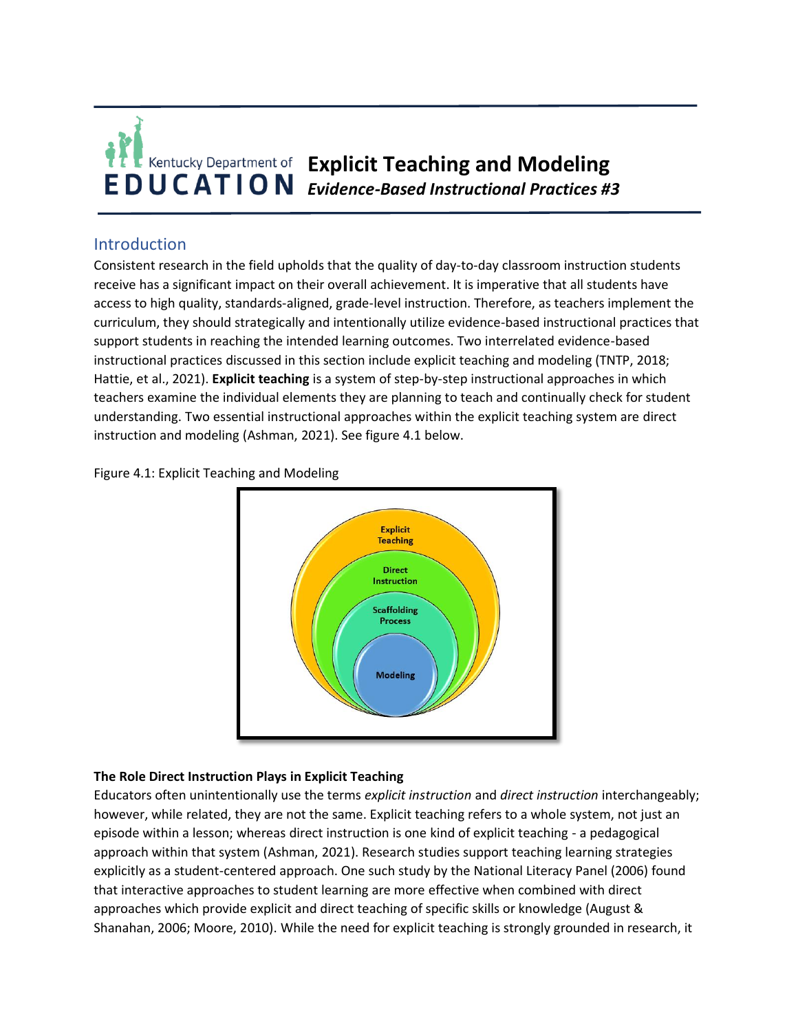Kentucky Department of EDUCATION

# Explicit Teaching and Modeling

***Evidence-Based Instructional Practices #3***

## Introduction

Consistent research in the field upholds that the quality of day-to-day classroom instruction students receive has a significant impact on their overall achievement. It is imperative that all students have access to high quality, standards-aligned, grade-level instruction. Therefore, as teachers implement the curriculum, they should strategically and intentionally utilize evidence-based instructional practices that support students in reaching the intended learning outcomes. Two interrelated evidence-based instructional practices discussed in this section include explicit teaching and modeling (TNTP, 2018; Hattie, et al., 2021). **Explicit teaching** is a system of step-by-step instructional approaches in which teachers examine the individual elements they are planning to teach and continually check for student understanding. Two essential instructional approaches within the explicit teaching system are direct instruction and modeling (Ashman, 2021). See figure 4.1 below.

Figure 4.1: Explicit Teaching and Modeling

Explicit Teaching
Direct Instruction
Scaffolding Process
Modeling

### The Role Direct Instruction Plays in Explicit Teaching

Educators often unintentionally use the terms *explicit instruction* and *direct instruction* interchangeably; however, while related, they are not the same. Explicit teaching refers to a whole system, not just an episode within a lesson; whereas direct instruction is one kind of explicit teaching - a pedagogical approach within that system (Ashman, 2021). Research studies support teaching learning strategies explicitly as a student-centered approach. One such study by the National Literacy Panel (2006) found that interactive approaches to student learning are more effective when combined with direct approaches which provide explicit and direct teaching of specific skills or knowledge (August & Shanahan, 2006; Moore, 2010). While the need for explicit teaching is strongly grounded in research, it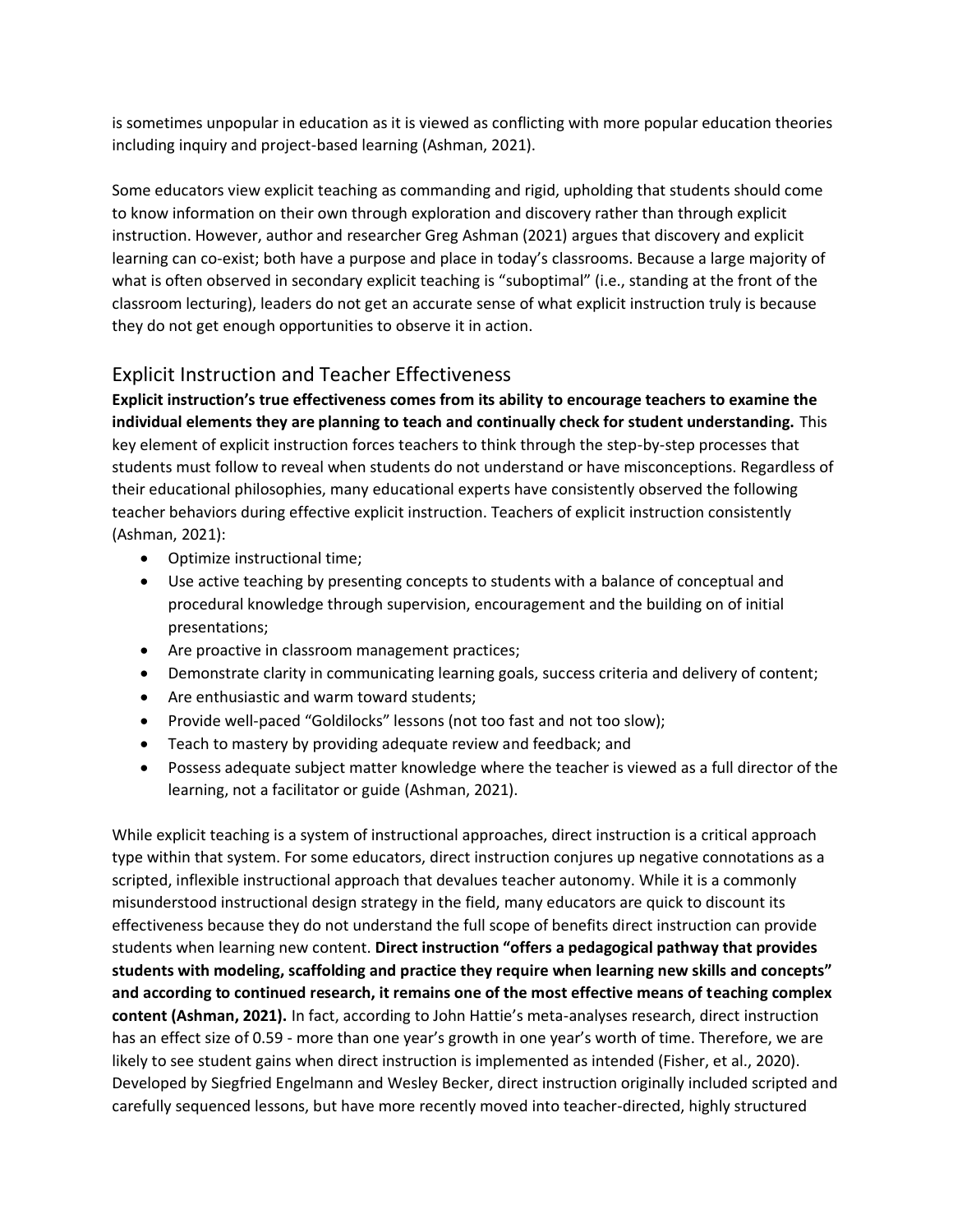is sometimes unpopular in education as it is viewed as conflicting with more popular education theories including inquiry and project-based learning (Ashman, 2021).

Some educators view explicit teaching as commanding and rigid, upholding that students should come to know information on their own through exploration and discovery rather than through explicit instruction. However, author and researcher Greg Ashman (2021) argues that discovery and explicit learning can co-exist; both have a purpose and place in today's classrooms. Because a large majority of what is often observed in secondary explicit teaching is "suboptimal" (i.e., standing at the front of the classroom lecturing), leaders do not get an accurate sense of what explicit instruction truly is because they do not get enough opportunities to observe it in action.

## Explicit Instruction and Teacher Effectiveness

**Explicit instruction's true effectiveness comes from its ability to encourage teachers to examine the individual elements they are planning to teach and continually check for student understanding.** This key element of explicit instruction forces teachers to think through the step-by-step processes that students must follow to reveal when students do not understand or have misconceptions. Regardless of their educational philosophies, many educational experts have consistently observed the following teacher behaviors during effective explicit instruction. Teachers of explicit instruction consistently (Ashman, 2021):

- Optimize instructional time;
- Use active teaching by presenting concepts to students with a balance of conceptual and procedural knowledge through supervision, encouragement and the building on of initial presentations;
- Are proactive in classroom management practices;
- Demonstrate clarity in communicating learning goals, success criteria and delivery of content;
- Are enthusiastic and warm toward students;
- Provide well-paced "Goldilocks" lessons (not too fast and not too slow);
- Teach to mastery by providing adequate review and feedback; and
- Possess adequate subject matter knowledge where the teacher is viewed as a full director of the learning, not a facilitator or guide (Ashman, 2021).

While explicit teaching is a system of instructional approaches, direct instruction is a critical approach type within that system. For some educators, direct instruction conjures up negative connotations as a scripted, inflexible instructional approach that devalues teacher autonomy. While it is a commonly misunderstood instructional design strategy in the field, many educators are quick to discount its effectiveness because they do not understand the full scope of benefits direct instruction can provide students when learning new content. **Direct instruction "offers a pedagogical pathway that provides students with modeling, scaffolding and practice they require when learning new skills and concepts" and according to continued research, it remains one of the most effective means of teaching complex content (Ashman, 2021).** In fact, according to John Hattie's meta-analyses research, direct instruction has an effect size of 0.59 - more than one year's growth in one year's worth of time. Therefore, we are likely to see student gains when direct instruction is implemented as intended (Fisher, et al., 2020). Developed by Siegfried Engelmann and Wesley Becker, direct instruction originally included scripted and carefully sequenced lessons, but have more recently moved into teacher-directed, highly structured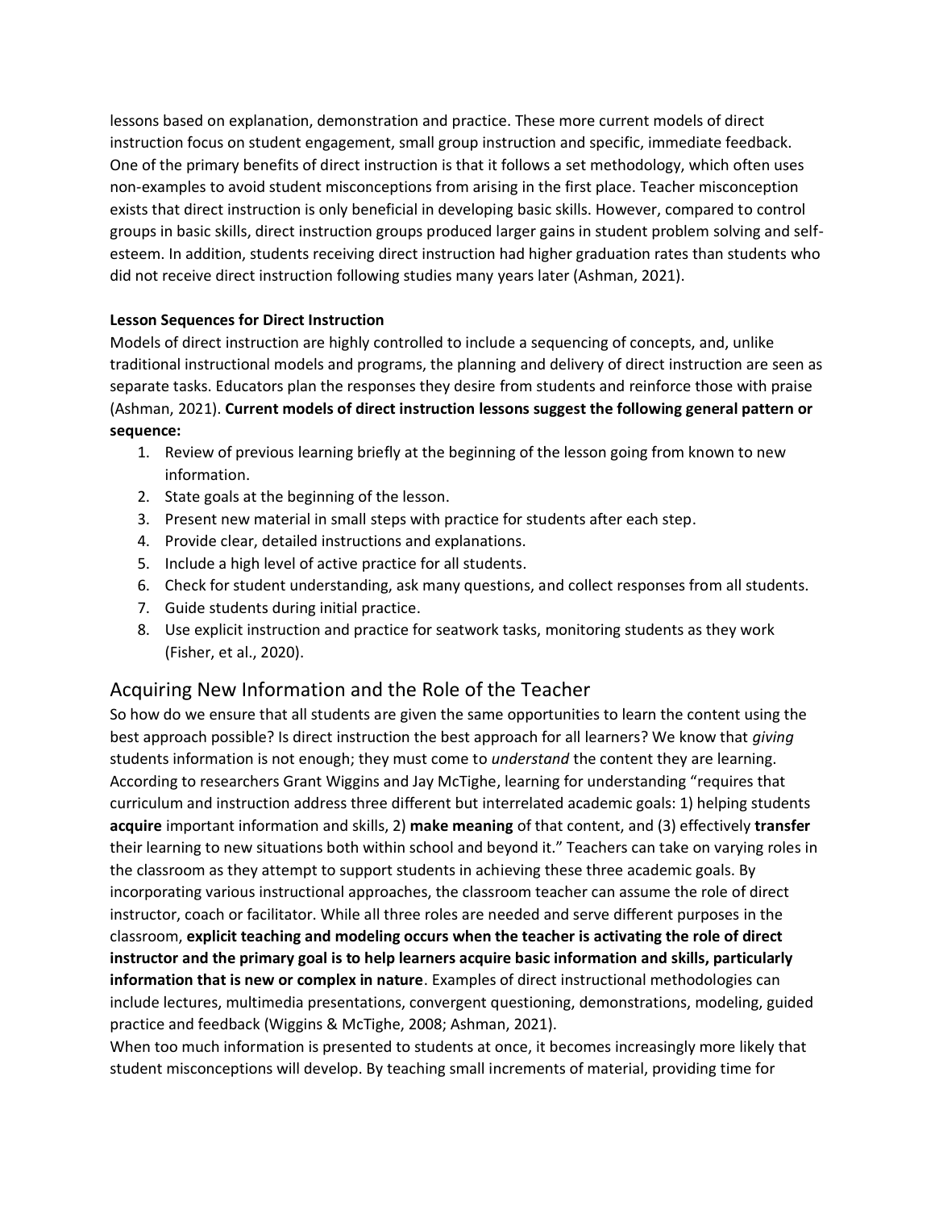lessons based on explanation, demonstration and practice. These more current models of direct instruction focus on student engagement, small group instruction and specific, immediate feedback. One of the primary benefits of direct instruction is that it follows a set methodology, which often uses non-examples to avoid student misconceptions from arising in the first place. Teacher misconception exists that direct instruction is only beneficial in developing basic skills. However, compared to control groups in basic skills, direct instruction groups produced larger gains in student problem solving and self-esteem. In addition, students receiving direct instruction had higher graduation rates than students who did not receive direct instruction following studies many years later (Ashman, 2021).

**Lesson Sequences for Direct Instruction**

Models of direct instruction are highly controlled to include a sequencing of concepts, and, unlike traditional instructional models and programs, the planning and delivery of direct instruction are seen as separate tasks. Educators plan the responses they desire from students and reinforce those with praise (Ashman, 2021). **Current models of direct instruction lessons suggest the following general pattern or sequence:**

1. Review of previous learning briefly at the beginning of the lesson going from known to new information.
2. State goals at the beginning of the lesson.
3. Present new material in small steps with practice for students after each step.
4. Provide clear, detailed instructions and explanations.
5. Include a high level of active practice for all students.
6. Check for student understanding, ask many questions, and collect responses from all students.
7. Guide students during initial practice.
8. Use explicit instruction and practice for seatwork tasks, monitoring students as they work (Fisher, et al., 2020).

## Acquiring New Information and the Role of the Teacher

So how do we ensure that all students are given the same opportunities to learn the content using the best approach possible? Is direct instruction the best approach for all learners? We know that *giving* students information is not enough; they must come to *understand* the content they are learning. According to researchers Grant Wiggins and Jay McTighe, learning for understanding "requires that curriculum and instruction address three different but interrelated academic goals: 1) helping students **acquire** important information and skills, 2) **make meaning** of that content, and (3) effectively **transfer** their learning to new situations both within school and beyond it." Teachers can take on varying roles in the classroom as they attempt to support students in achieving these three academic goals. By incorporating various instructional approaches, the classroom teacher can assume the role of direct instructor, coach or facilitator. While all three roles are needed and serve different purposes in the classroom, **explicit teaching and modeling occurs when the teacher is activating the role of direct instructor and the primary goal is to help learners acquire basic information and skills, particularly information that is new or complex in nature**. Examples of direct instructional methodologies can include lectures, multimedia presentations, convergent questioning, demonstrations, modeling, guided practice and feedback (Wiggins & McTighe, 2008; Ashman, 2021).

When too much information is presented to students at once, it becomes increasingly more likely that student misconceptions will develop. By teaching small increments of material, providing time for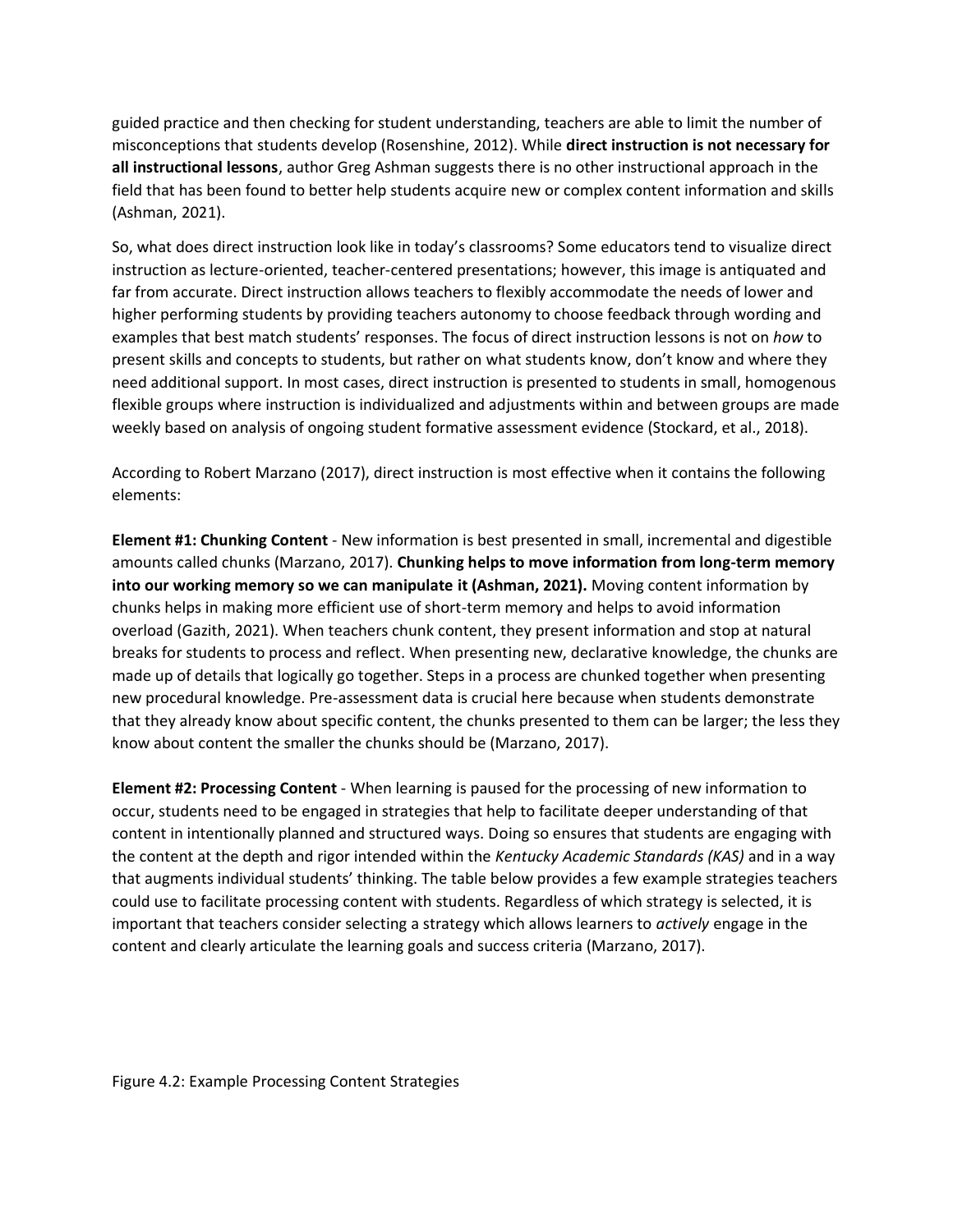guided practice and then checking for student understanding, teachers are able to limit the number of misconceptions that students develop (Rosenshine, 2012). While **direct instruction is not necessary for all instructional lessons**, author Greg Ashman suggests there is no other instructional approach in the field that has been found to better help students acquire new or complex content information and skills (Ashman, 2021).

So, what does direct instruction look like in today's classrooms? Some educators tend to visualize direct instruction as lecture-oriented, teacher-centered presentations; however, this image is antiquated and far from accurate. Direct instruction allows teachers to flexibly accommodate the needs of lower and higher performing students by providing teachers autonomy to choose feedback through wording and examples that best match students' responses. The focus of direct instruction lessons is not on *how* to present skills and concepts to students, but rather on what students know, don't know and where they need additional support. In most cases, direct instruction is presented to students in small, homogenous flexible groups where instruction is individualized and adjustments within and between groups are made weekly based on analysis of ongoing student formative assessment evidence (Stockard, et al., 2018).

According to Robert Marzano (2017), direct instruction is most effective when it contains the following elements:

**Element #1: Chunking Content** - New information is best presented in small, incremental and digestible amounts called chunks (Marzano, 2017). **Chunking helps to move information from long-term memory into our working memory so we can manipulate it (Ashman, 2021).** Moving content information by chunks helps in making more efficient use of short-term memory and helps to avoid information overload (Gazith, 2021). When teachers chunk content, they present information and stop at natural breaks for students to process and reflect. When presenting new, declarative knowledge, the chunks are made up of details that logically go together. Steps in a process are chunked together when presenting new procedural knowledge. Pre-assessment data is crucial here because when students demonstrate that they already know about specific content, the chunks presented to them can be larger; the less they know about content the smaller the chunks should be (Marzano, 2017).

**Element #2: Processing Content** - When learning is paused for the processing of new information to occur, students need to be engaged in strategies that help to facilitate deeper understanding of that content in intentionally planned and structured ways. Doing so ensures that students are engaging with the content at the depth and rigor intended within the *Kentucky Academic Standards (KAS)* and in a way that augments individual students' thinking. The table below provides a few example strategies teachers could use to facilitate processing content with students. Regardless of which strategy is selected, it is important that teachers consider selecting a strategy which allows learners to *actively* engage in the content and clearly articulate the learning goals and success criteria (Marzano, 2017).

Figure 4.2: Example Processing Content Strategies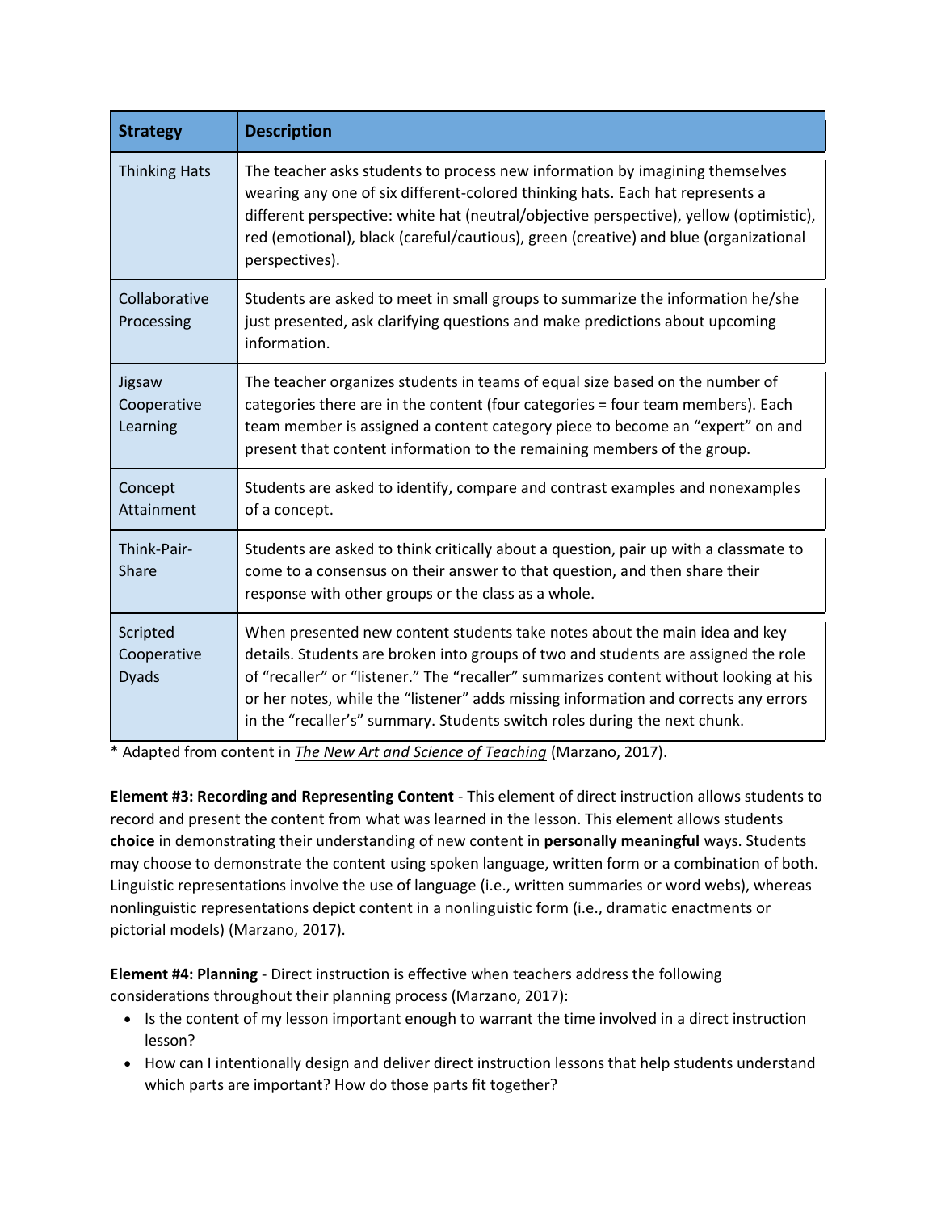| Strategy | Description |
| --- | --- |
| Thinking Hats | The teacher asks students to process new information by imagining themselves wearing any one of six different-colored thinking hats. Each hat represents a different perspective: white hat (neutral/objective perspective), yellow (optimistic), red (emotional), black (careful/cautious), green (creative) and blue (organizational perspectives). |
| Collaborative Processing | Students are asked to meet in small groups to summarize the information he/she just presented, ask clarifying questions and make predictions about upcoming information. |
| Jigsaw Cooperative Learning | The teacher organizes students in teams of equal size based on the number of categories there are in the content (four categories = four team members). Each team member is assigned a content category piece to become an "expert" on and present that content information to the remaining members of the group. |
| Concept Attainment | Students are asked to identify, compare and contrast examples and nonexamples of a concept. |
| Think-Pair-Share | Students are asked to think critically about a question, pair up with a classmate to come to a consensus on their answer to that question, and then share their response with other groups or the class as a whole. |
| Scripted Cooperative Dyads | When presented new content students take notes about the main idea and key details. Students are broken into groups of two and students are assigned the role of "recaller" or "listener." The "recaller" summarizes content without looking at his or her notes, while the "listener" adds missing information and corrects any errors in the "recaller's" summary. Students switch roles during the next chunk. |

* Adapted from content in *The New Art and Science of Teaching* (Marzano, 2017).

**Element #3: Recording and Representing Content** - This element of direct instruction allows students to record and present the content from what was learned in the lesson. This element allows students **choice** in demonstrating their understanding of new content in **personally meaningful** ways. Students may choose to demonstrate the content using spoken language, written form or a combination of both. Linguistic representations involve the use of language (i.e., written summaries or word webs), whereas nonlinguistic representations depict content in a nonlinguistic form (i.e., dramatic enactments or pictorial models) (Marzano, 2017).

**Element #4: Planning** - Direct instruction is effective when teachers address the following considerations throughout their planning process (Marzano, 2017):

- Is the content of my lesson important enough to warrant the time involved in a direct instruction lesson?
- How can I intentionally design and deliver direct instruction lessons that help students understand which parts are important? How do those parts fit together?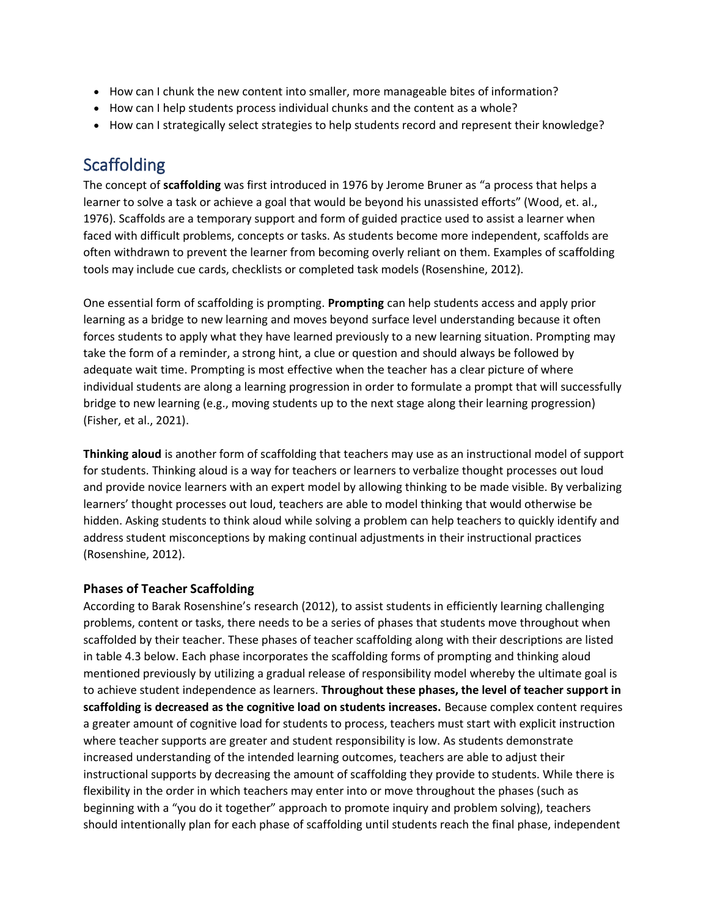- How can I chunk the new content into smaller, more manageable bites of information?
- How can I help students process individual chunks and the content as a whole?
- How can I strategically select strategies to help students record and represent their knowledge?

## Scaffolding

The concept of **scaffolding** was first introduced in 1976 by Jerome Bruner as "a process that helps a learner to solve a task or achieve a goal that would be beyond his unassisted efforts" (Wood, et. al., 1976). Scaffolds are a temporary support and form of guided practice used to assist a learner when faced with difficult problems, concepts or tasks. As students become more independent, scaffolds are often withdrawn to prevent the learner from becoming overly reliant on them. Examples of scaffolding tools may include cue cards, checklists or completed task models (Rosenshine, 2012).

One essential form of scaffolding is prompting. **Prompting** can help students access and apply prior learning as a bridge to new learning and moves beyond surface level understanding because it often forces students to apply what they have learned previously to a new learning situation. Prompting may take the form of a reminder, a strong hint, a clue or question and should always be followed by adequate wait time. Prompting is most effective when the teacher has a clear picture of where individual students are along a learning progression in order to formulate a prompt that will successfully bridge to new learning (e.g., moving students up to the next stage along their learning progression) (Fisher, et al., 2021).

**Thinking aloud** is another form of scaffolding that teachers may use as an instructional model of support for students. Thinking aloud is a way for teachers or learners to verbalize thought processes out loud and provide novice learners with an expert model by allowing thinking to be made visible. By verbalizing learners' thought processes out loud, teachers are able to model thinking that would otherwise be hidden. Asking students to think aloud while solving a problem can help teachers to quickly identify and address student misconceptions by making continual adjustments in their instructional practices (Rosenshine, 2012).

### Phases of Teacher Scaffolding

According to Barak Rosenshine's research (2012), to assist students in efficiently learning challenging problems, content or tasks, there needs to be a series of phases that students move throughout when scaffolded by their teacher. These phases of teacher scaffolding along with their descriptions are listed in table 4.3 below. Each phase incorporates the scaffolding forms of prompting and thinking aloud mentioned previously by utilizing a gradual release of responsibility model whereby the ultimate goal is to achieve student independence as learners. **Throughout these phases, the level of teacher support in scaffolding is decreased as the cognitive load on students increases.** Because complex content requires a greater amount of cognitive load for students to process, teachers must start with explicit instruction where teacher supports are greater and student responsibility is low. As students demonstrate increased understanding of the intended learning outcomes, teachers are able to adjust their instructional supports by decreasing the amount of scaffolding they provide to students. While there is flexibility in the order in which teachers may enter into or move throughout the phases (such as beginning with a "you do it together" approach to promote inquiry and problem solving), teachers should intentionally plan for each phase of scaffolding until students reach the final phase, independent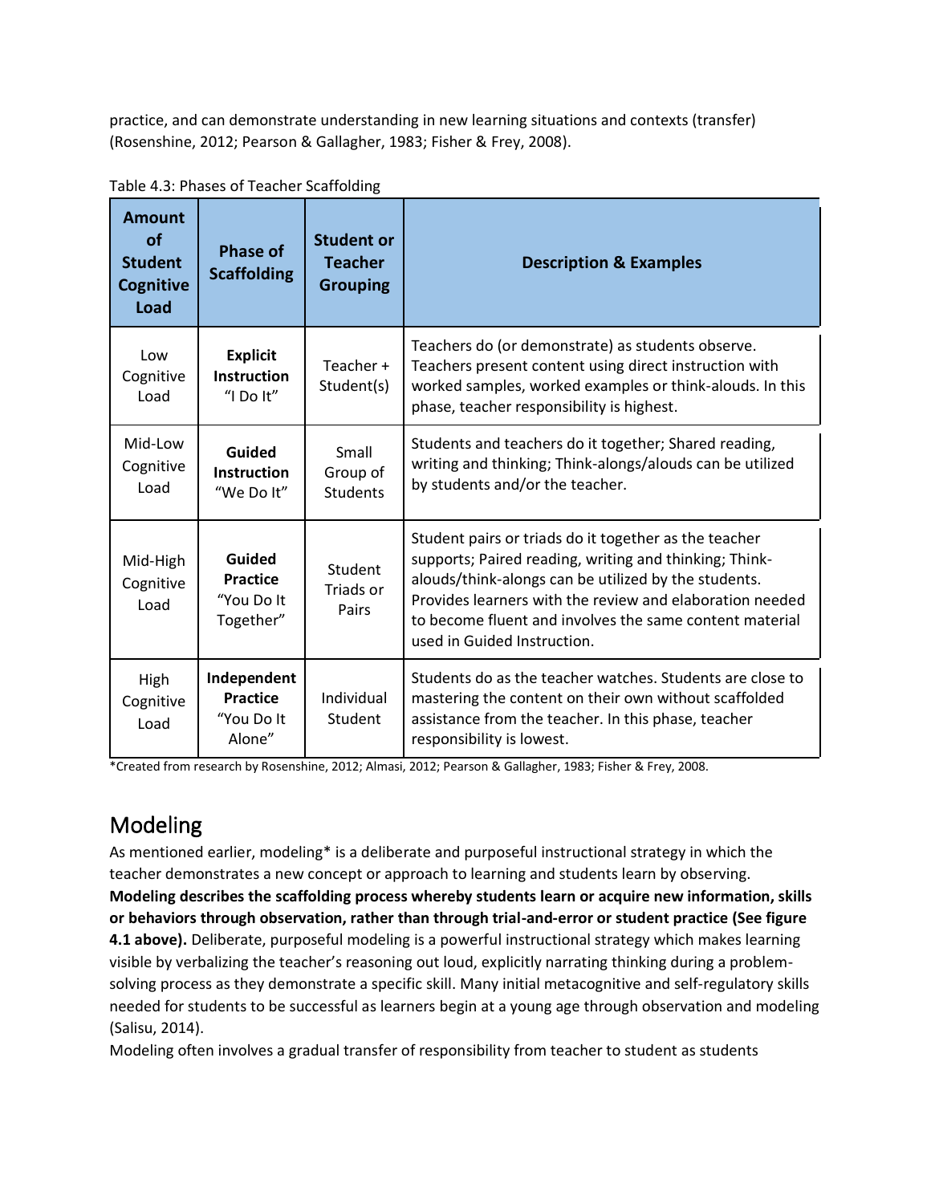practice, and can demonstrate understanding in new learning situations and contexts (transfer) (Rosenshine, 2012; Pearson & Gallagher, 1983; Fisher & Frey, 2008).

Table 4.3: Phases of Teacher Scaffolding

| Amount of Student Cognitive Load | Phase of Scaffolding | Student or Teacher Grouping | Description & Examples |
|---|---|---|---|
| Low Cognitive Load | **Explicit Instruction** "I Do It" | Teacher + Student(s) | Teachers do (or demonstrate) as students observe. Teachers present content using direct instruction with worked samples, worked examples or think-alouds. In this phase, teacher responsibility is highest. |
| Mid-Low Cognitive Load | **Guided Instruction** "We Do It" | Small Group of Students | Students and teachers do it together; Shared reading, writing and thinking; Think-alongs/alouds can be utilized by students and/or the teacher. |
| Mid-High Cognitive Load | **Guided Practice** "You Do It Together" | Student Triads or Pairs | Student pairs or triads do it together as the teacher supports; Paired reading, writing and thinking; Think-alouds/think-alongs can be utilized by the students. Provides learners with the review and elaboration needed to become fluent and involves the same content material used in Guided Instruction. |
| High Cognitive Load | **Independent Practice** "You Do It Alone" | Individual Student | Students do as the teacher watches. Students are close to mastering the content on their own without scaffolded assistance from the teacher. In this phase, teacher responsibility is lowest. |

*Created from research by Rosenshine, 2012; Almasi, 2012; Pearson & Gallagher, 1983; Fisher & Frey, 2008.

## Modeling

As mentioned earlier, modeling* is a deliberate and purposeful instructional strategy in which the teacher demonstrates a new concept or approach to learning and students learn by observing. **Modeling describes the scaffolding process whereby students learn or acquire new information, skills or behaviors through observation, rather than through trial-and-error or student practice (See figure 4.1 above).** Deliberate, purposeful modeling is a powerful instructional strategy which makes learning visible by verbalizing the teacher's reasoning out loud, explicitly narrating thinking during a problem-solving process as they demonstrate a specific skill. Many initial metacognitive and self-regulatory skills needed for students to be successful as learners begin at a young age through observation and modeling (Salisu, 2014).

Modeling often involves a gradual transfer of responsibility from teacher to student as students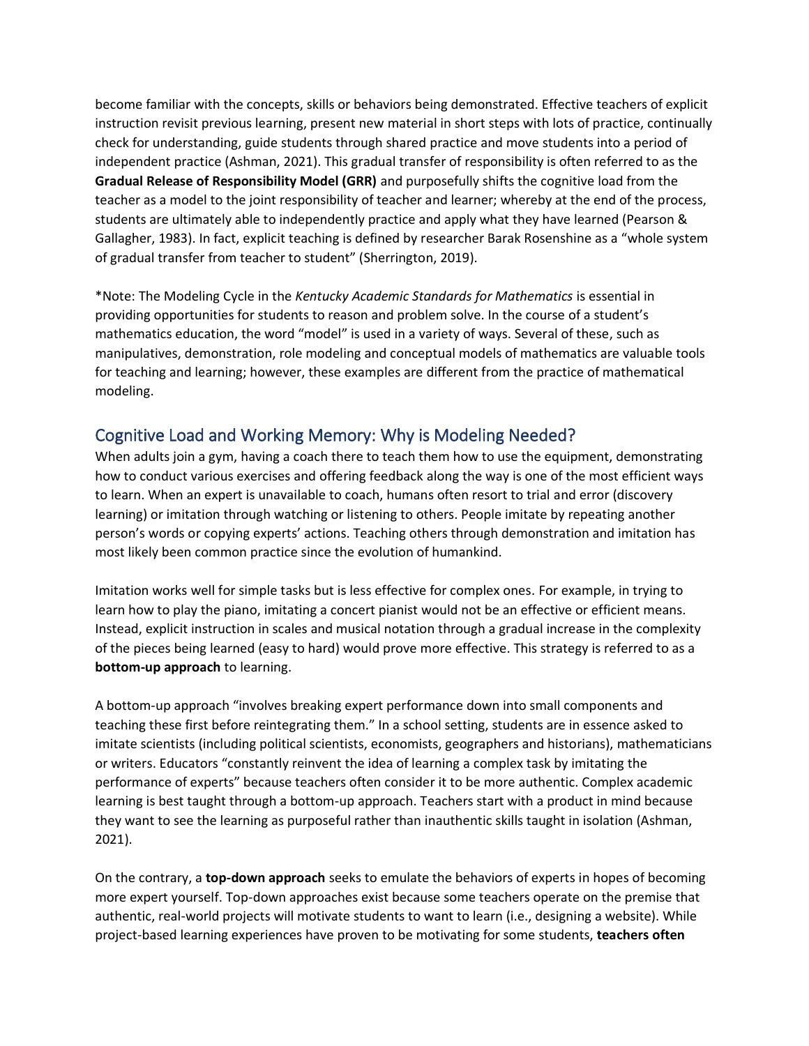become familiar with the concepts, skills or behaviors being demonstrated. Effective teachers of explicit instruction revisit previous learning, present new material in short steps with lots of practice, continually check for understanding, guide students through shared practice and move students into a period of independent practice (Ashman, 2021). This gradual transfer of responsibility is often referred to as the **Gradual Release of Responsibility Model (GRR)** and purposefully shifts the cognitive load from the teacher as a model to the joint responsibility of teacher and learner; whereby at the end of the process, students are ultimately able to independently practice and apply what they have learned (Pearson & Gallagher, 1983). In fact, explicit teaching is defined by researcher Barak Rosenshine as a "whole system of gradual transfer from teacher to student" (Sherrington, 2019).

*Note: The Modeling Cycle in the *Kentucky Academic Standards for Mathematics* is essential in providing opportunities for students to reason and problem solve. In the course of a student's mathematics education, the word "model" is used in a variety of ways. Several of these, such as manipulatives, demonstration, role modeling and conceptual models of mathematics are valuable tools for teaching and learning; however, these examples are different from the practice of mathematical modeling.

## Cognitive Load and Working Memory: Why is Modeling Needed?

When adults join a gym, having a coach there to teach them how to use the equipment, demonstrating how to conduct various exercises and offering feedback along the way is one of the most efficient ways to learn. When an expert is unavailable to coach, humans often resort to trial and error (discovery learning) or imitation through watching or listening to others. People imitate by repeating another person's words or copying experts' actions. Teaching others through demonstration and imitation has most likely been common practice since the evolution of humankind.

Imitation works well for simple tasks but is less effective for complex ones. For example, in trying to learn how to play the piano, imitating a concert pianist would not be an effective or efficient means. Instead, explicit instruction in scales and musical notation through a gradual increase in the complexity of the pieces being learned (easy to hard) would prove more effective. This strategy is referred to as a **bottom-up approach** to learning.

A bottom-up approach "involves breaking expert performance down into small components and teaching these first before reintegrating them." In a school setting, students are in essence asked to imitate scientists (including political scientists, economists, geographers and historians), mathematicians or writers. Educators "constantly reinvent the idea of learning a complex task by imitating the performance of experts" because teachers often consider it to be more authentic. Complex academic learning is best taught through a bottom-up approach. Teachers start with a product in mind because they want to see the learning as purposeful rather than inauthentic skills taught in isolation (Ashman, 2021).

On the contrary, a **top-down approach** seeks to emulate the behaviors of experts in hopes of becoming more expert yourself. Top-down approaches exist because some teachers operate on the premise that authentic, real-world projects will motivate students to want to learn (i.e., designing a website). While project-based learning experiences have proven to be motivating for some students, **teachers often**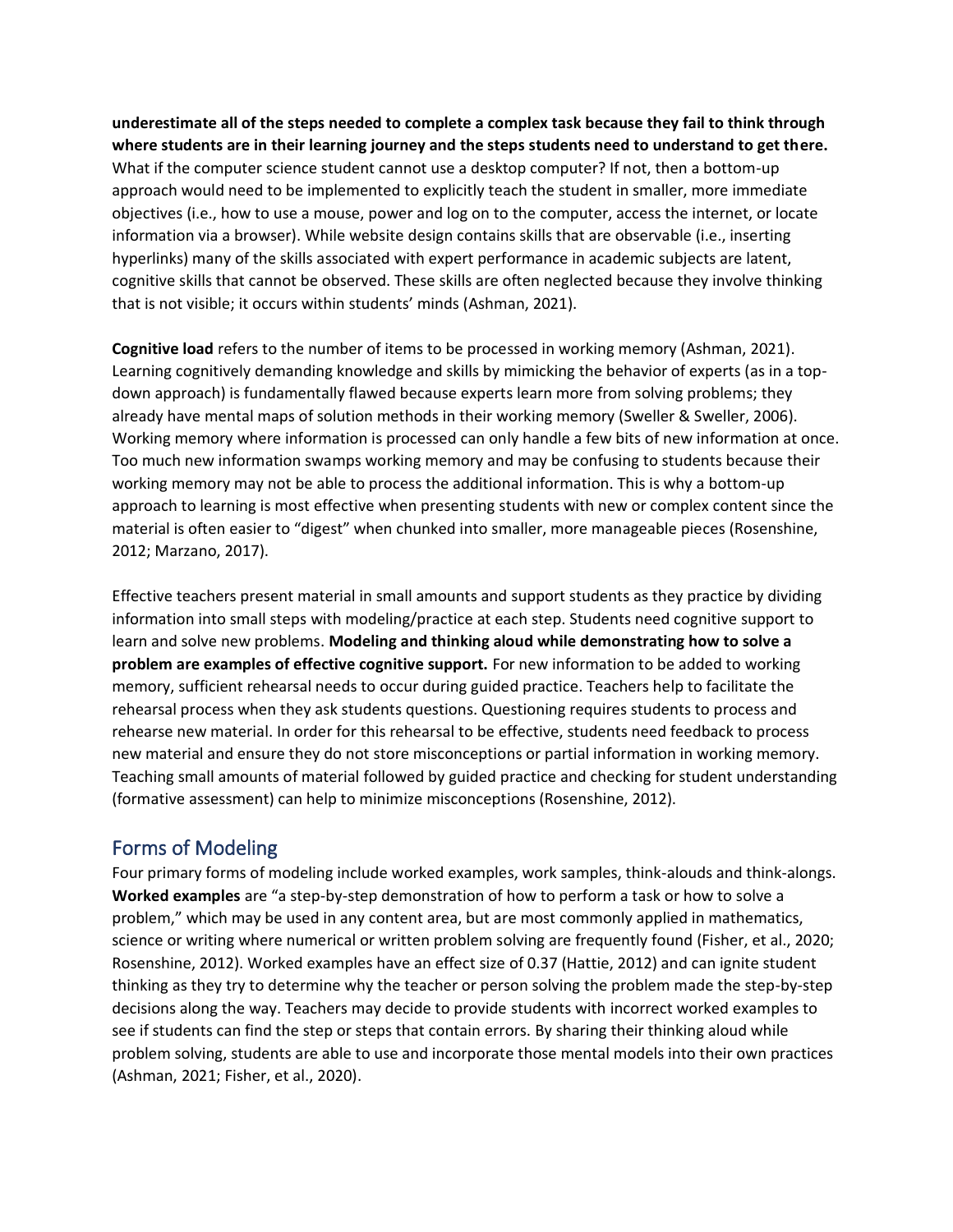**underestimate all of the steps needed to complete a complex task because they fail to think through where students are in their learning journey and the steps students need to understand to get there.** What if the computer science student cannot use a desktop computer? If not, then a bottom-up approach would need to be implemented to explicitly teach the student in smaller, more immediate objectives (i.e., how to use a mouse, power and log on to the computer, access the internet, or locate information via a browser). While website design contains skills that are observable (i.e., inserting hyperlinks) many of the skills associated with expert performance in academic subjects are latent, cognitive skills that cannot be observed. These skills are often neglected because they involve thinking that is not visible; it occurs within students' minds (Ashman, 2021).

**Cognitive load** refers to the number of items to be processed in working memory (Ashman, 2021). Learning cognitively demanding knowledge and skills by mimicking the behavior of experts (as in a top-down approach) is fundamentally flawed because experts learn more from solving problems; they already have mental maps of solution methods in their working memory (Sweller & Sweller, 2006). Working memory where information is processed can only handle a few bits of new information at once. Too much new information swamps working memory and may be confusing to students because their working memory may not be able to process the additional information. This is why a bottom-up approach to learning is most effective when presenting students with new or complex content since the material is often easier to "digest" when chunked into smaller, more manageable pieces (Rosenshine, 2012; Marzano, 2017).

Effective teachers present material in small amounts and support students as they practice by dividing information into small steps with modeling/practice at each step. Students need cognitive support to learn and solve new problems. **Modeling and thinking aloud while demonstrating how to solve a problem are examples of effective cognitive support.** For new information to be added to working memory, sufficient rehearsal needs to occur during guided practice. Teachers help to facilitate the rehearsal process when they ask students questions. Questioning requires students to process and rehearse new material. In order for this rehearsal to be effective, students need feedback to process new material and ensure they do not store misconceptions or partial information in working memory. Teaching small amounts of material followed by guided practice and checking for student understanding (formative assessment) can help to minimize misconceptions (Rosenshine, 2012).

## Forms of Modeling

Four primary forms of modeling include worked examples, work samples, think-alouds and think-alongs. **Worked examples** are "a step-by-step demonstration of how to perform a task or how to solve a problem," which may be used in any content area, but are most commonly applied in mathematics, science or writing where numerical or written problem solving are frequently found (Fisher, et al., 2020; Rosenshine, 2012). Worked examples have an effect size of 0.37 (Hattie, 2012) and can ignite student thinking as they try to determine why the teacher or person solving the problem made the step-by-step decisions along the way. Teachers may decide to provide students with incorrect worked examples to see if students can find the step or steps that contain errors. By sharing their thinking aloud while problem solving, students are able to use and incorporate those mental models into their own practices (Ashman, 2021; Fisher, et al., 2020).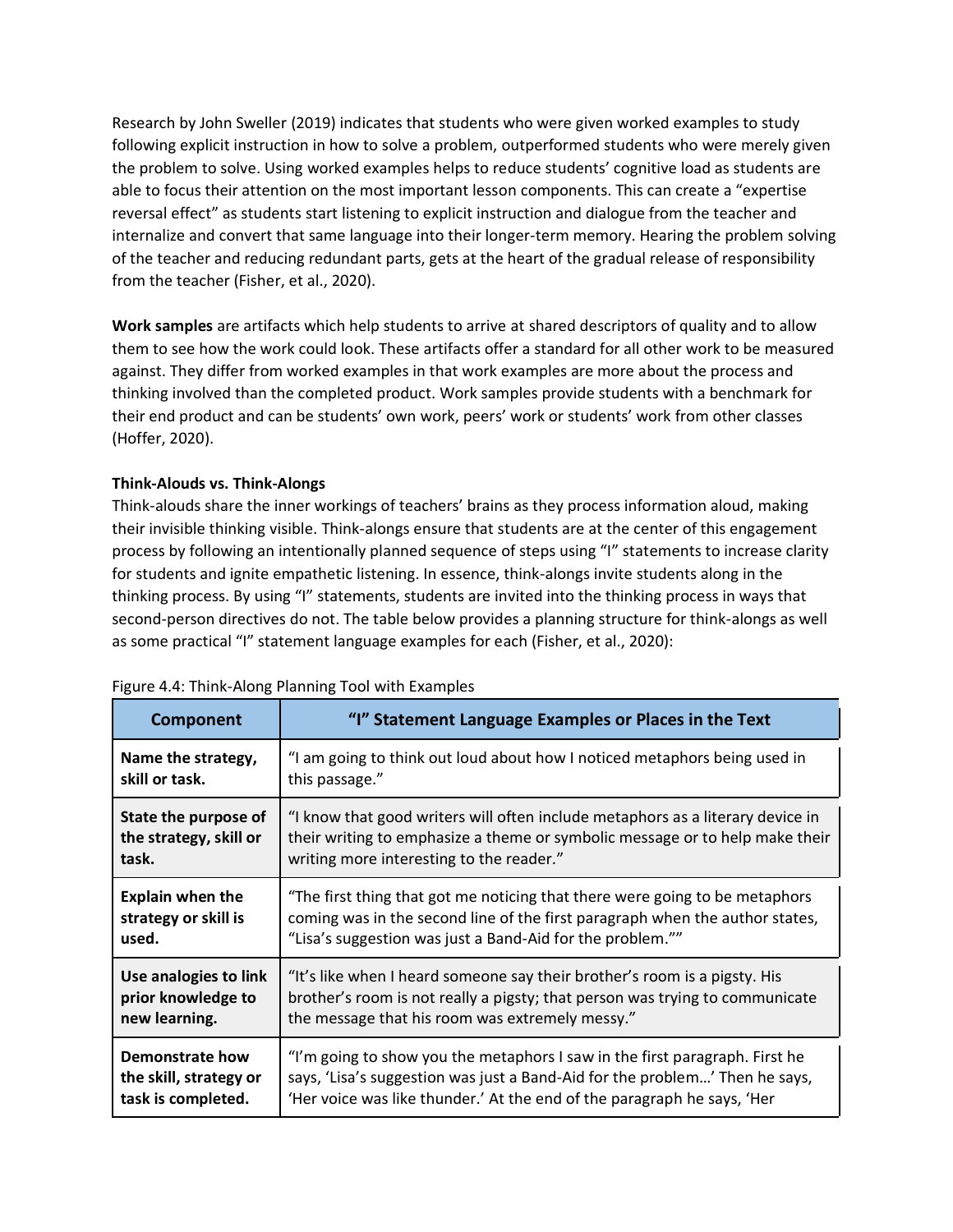Research by John Sweller (2019) indicates that students who were given worked examples to study following explicit instruction in how to solve a problem, outperformed students who were merely given the problem to solve. Using worked examples helps to reduce students' cognitive load as students are able to focus their attention on the most important lesson components. This can create a "expertise reversal effect" as students start listening to explicit instruction and dialogue from the teacher and internalize and convert that same language into their longer-term memory. Hearing the problem solving of the teacher and reducing redundant parts, gets at the heart of the gradual release of responsibility from the teacher (Fisher, et al., 2020).

**Work samples** are artifacts which help students to arrive at shared descriptors of quality and to allow them to see how the work could look. These artifacts offer a standard for all other work to be measured against. They differ from worked examples in that work examples are more about the process and thinking involved than the completed product. Work samples provide students with a benchmark for their end product and can be students' own work, peers' work or students' work from other classes (Hoffer, 2020).

**Think-Alouds vs. Think-Alongs**

Think-alouds share the inner workings of teachers' brains as they process information aloud, making their invisible thinking visible. Think-alongs ensure that students are at the center of this engagement process by following an intentionally planned sequence of steps using "I" statements to increase clarity for students and ignite empathetic listening. In essence, think-alongs invite students along in the thinking process. By using "I" statements, students are invited into the thinking process in ways that second-person directives do not. The table below provides a planning structure for think-alongs as well as some practical "I" statement language examples for each (Fisher, et al., 2020):

Figure 4.4: Think-Along Planning Tool with Examples

| Component | "I" Statement Language Examples or Places in the Text |
|---|---|
| **Name the strategy, skill or task.** | "I am going to think out loud about how I noticed metaphors being used in this passage." |
| **State the purpose of the strategy, skill or task.** | "I know that good writers will often include metaphors as a literary device in their writing to emphasize a theme or symbolic message or to help make their writing more interesting to the reader." |
| **Explain when the strategy or skill is used.** | "The first thing that got me noticing that there were going to be metaphors coming was in the second line of the first paragraph when the author states, "Lisa's suggestion was just a Band-Aid for the problem."" |
| **Use analogies to link prior knowledge to new learning.** | "It's like when I heard someone say their brother's room is a pigsty. His brother's room is not really a pigsty; that person was trying to communicate the message that his room was extremely messy." |
| **Demonstrate how the skill, strategy or task is completed.** | "I'm going to show you the metaphors I saw in the first paragraph. First he says, 'Lisa's suggestion was just a Band-Aid for the problem…' Then he says, 'Her voice was like thunder.' At the end of the paragraph he says, 'Her |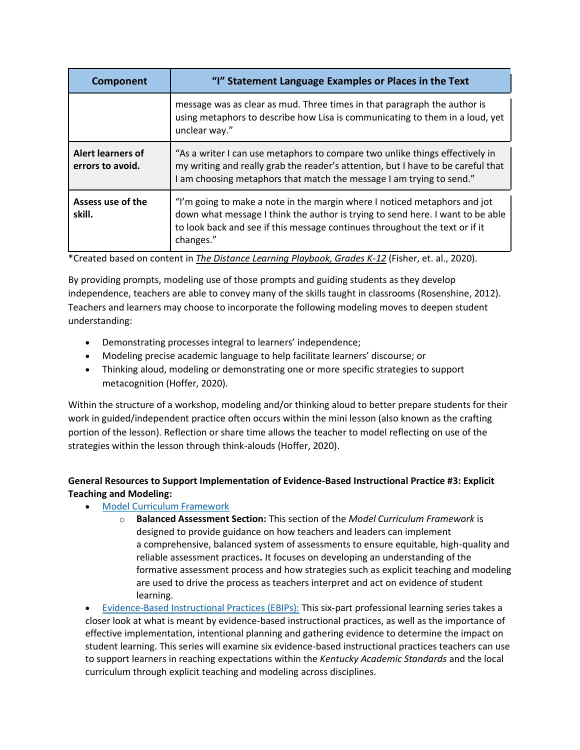| Component | "I" Statement Language Examples or Places in the Text |
| --- | --- |
| | message was as clear as mud. Three times in that paragraph the author is using metaphors to describe how Lisa is communicating to them in a loud, yet unclear way." |
| **Alert learners of errors to avoid.** | "As a writer I can use metaphors to compare two unlike things effectively in my writing and really grab the reader's attention, but I have to be careful that I am choosing metaphors that match the message I am trying to send." |
| **Assess use of the skill.** | "I'm going to make a note in the margin where I noticed metaphors and jot down what message I think the author is trying to send here. I want to be able to look back and see if this message continues throughout the text or if it changes." |

*Created based on content in *The Distance Learning Playbook, Grades K-12* (Fisher, et. al., 2020).

By providing prompts, modeling use of those prompts and guiding students as they develop independence, teachers are able to convey many of the skills taught in classrooms (Rosenshine, 2012). Teachers and learners may choose to incorporate the following modeling moves to deepen student understanding:

- Demonstrating processes integral to learners' independence;
- Modeling precise academic language to help facilitate learners' discourse; or
- Thinking aloud, modeling or demonstrating one or more specific strategies to support metacognition (Hoffer, 2020).

Within the structure of a workshop, modeling and/or thinking aloud to better prepare students for their work in guided/independent practice often occurs within the mini lesson (also known as the crafting portion of the lesson). Reflection or share time allows the teacher to model reflecting on use of the strategies within the lesson through think-alouds (Hoffer, 2020).

**General Resources to Support Implementation of Evidence-Based Instructional Practice #3: Explicit Teaching and Modeling:**

- Model Curriculum Framework
  - **Balanced Assessment Section:** This section of the *Model Curriculum Framework* is designed to provide guidance on how teachers and leaders can implement a comprehensive, balanced system of assessments to ensure equitable, high-quality and reliable assessment practices**.** It focuses on developing an understanding of the formative assessment process and how strategies such as explicit teaching and modeling are used to drive the process as teachers interpret and act on evidence of student learning.
- Evidence-Based Instructional Practices (EBIPs): This six-part professional learning series takes a closer look at what is meant by evidence-based instructional practices, as well as the importance of effective implementation, intentional planning and gathering evidence to determine the impact on student learning. This series will examine six evidence-based instructional practices teachers can use to support learners in reaching expectations within the *Kentucky Academic Standards* and the local curriculum through explicit teaching and modeling across disciplines.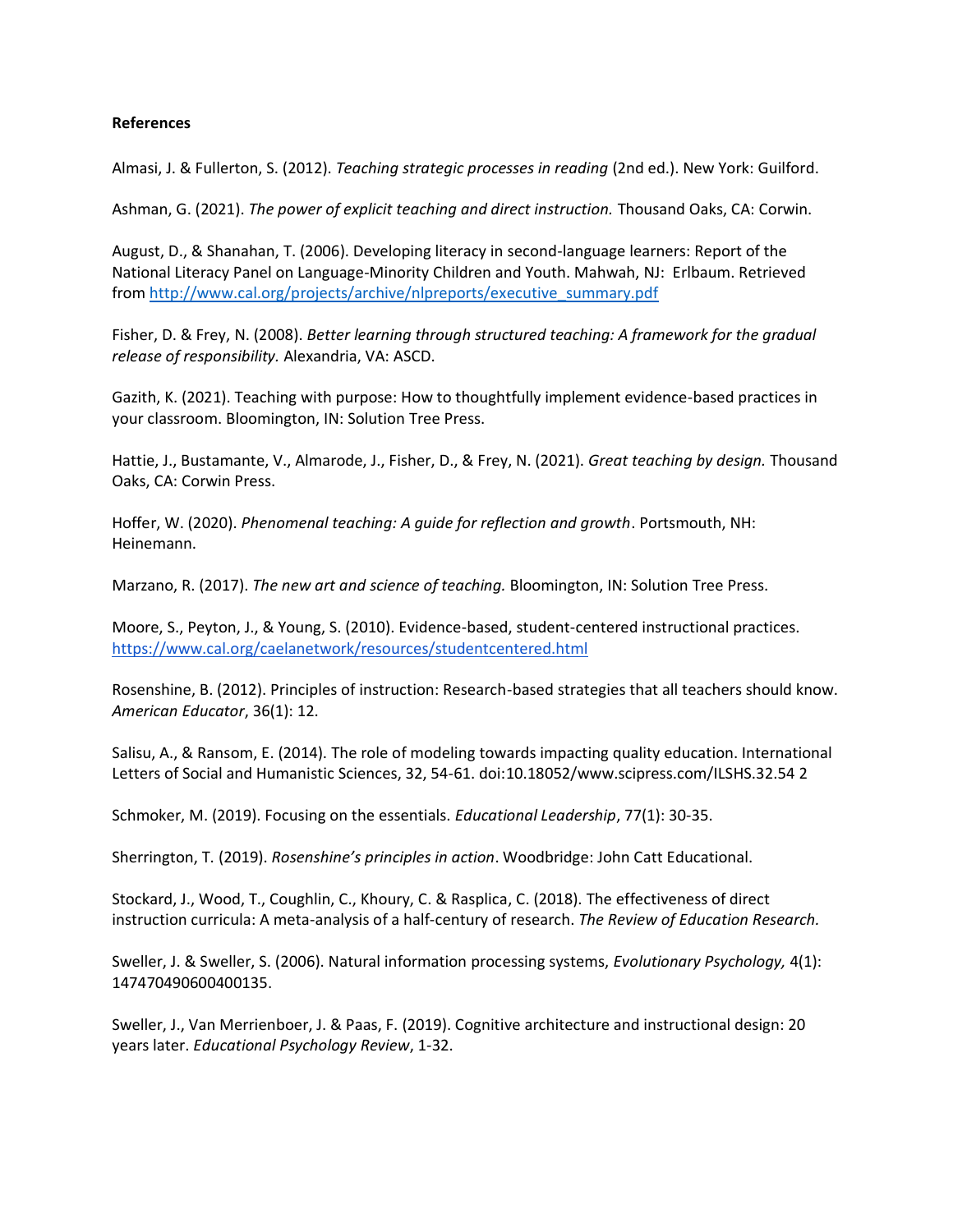**References**

Almasi, J. & Fullerton, S. (2012). *Teaching strategic processes in reading* (2nd ed.). New York: Guilford.

Ashman, G. (2021). *The power of explicit teaching and direct instruction.* Thousand Oaks, CA: Corwin.

August, D., & Shanahan, T. (2006). Developing literacy in second-language learners: Report of the National Literacy Panel on Language-Minority Children and Youth. Mahwah, NJ: Erlbaum. Retrieved from [http://www.cal.org/projects/archive/nlpreports/executive_summary.pdf](http://www.cal.org/projects/archive/nlpreports/executive_summary.pdf)

Fisher, D. & Frey, N. (2008). *Better learning through structured teaching: A framework for the gradual release of responsibility.* Alexandria, VA: ASCD.

Gazith, K. (2021). Teaching with purpose: How to thoughtfully implement evidence-based practices in your classroom. Bloomington, IN: Solution Tree Press.

Hattie, J., Bustamante, V., Almarode, J., Fisher, D., & Frey, N. (2021). *Great teaching by design.* Thousand Oaks, CA: Corwin Press.

Hoffer, W. (2020). *Phenomenal teaching: A guide for reflection and growth*. Portsmouth, NH: Heinemann.

Marzano, R. (2017). *The new art and science of teaching.* Bloomington, IN: Solution Tree Press.

Moore, S., Peyton, J., & Young, S. (2010). Evidence-based, student-centered instructional practices. [https://www.cal.org/caelanetwork/resources/studentcentered.html](https://www.cal.org/caelanetwork/resources/studentcentered.html)

Rosenshine, B. (2012). Principles of instruction: Research-based strategies that all teachers should know. *American Educator*, 36(1): 12.

Salisu, A., & Ransom, E. (2014). The role of modeling towards impacting quality education. International Letters of Social and Humanistic Sciences, 32, 54-61. doi:10.18052/www.scipress.com/ILSHS.32.54 2

Schmoker, M. (2019). Focusing on the essentials. *Educational Leadership*, 77(1): 30-35.

Sherrington, T. (2019). *Rosenshine's principles in action*. Woodbridge: John Catt Educational.

Stockard, J., Wood, T., Coughlin, C., Khoury, C. & Rasplica, C. (2018). The effectiveness of direct instruction curricula: A meta-analysis of a half-century of research. *The Review of Education Research.*

Sweller, J. & Sweller, S. (2006). Natural information processing systems, *Evolutionary Psychology,* 4(1): 147470490600400135.

Sweller, J., Van Merrienboer, J. & Paas, F. (2019). Cognitive architecture and instructional design: 20 years later. *Educational Psychology Review*, 1-32.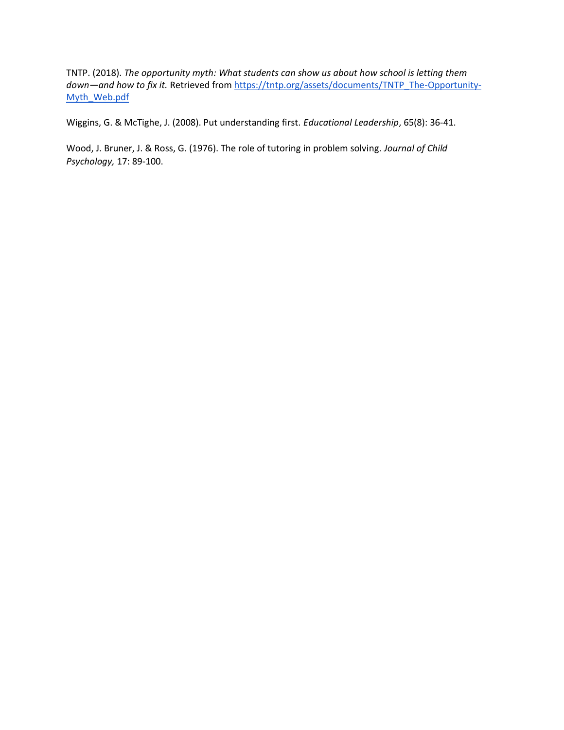TNTP. (2018). *The opportunity myth: What students can show us about how school is letting them down—and how to fix it.* Retrieved from https://tntp.org/assets/documents/TNTP_The-Opportunity-Myth_Web.pdf

Wiggins, G. & McTighe, J. (2008). Put understanding first. *Educational Leadership*, 65(8): 36-41.

Wood, J. Bruner, J. & Ross, G. (1976). The role of tutoring in problem solving. *Journal of Child Psychology,* 17: 89-100.